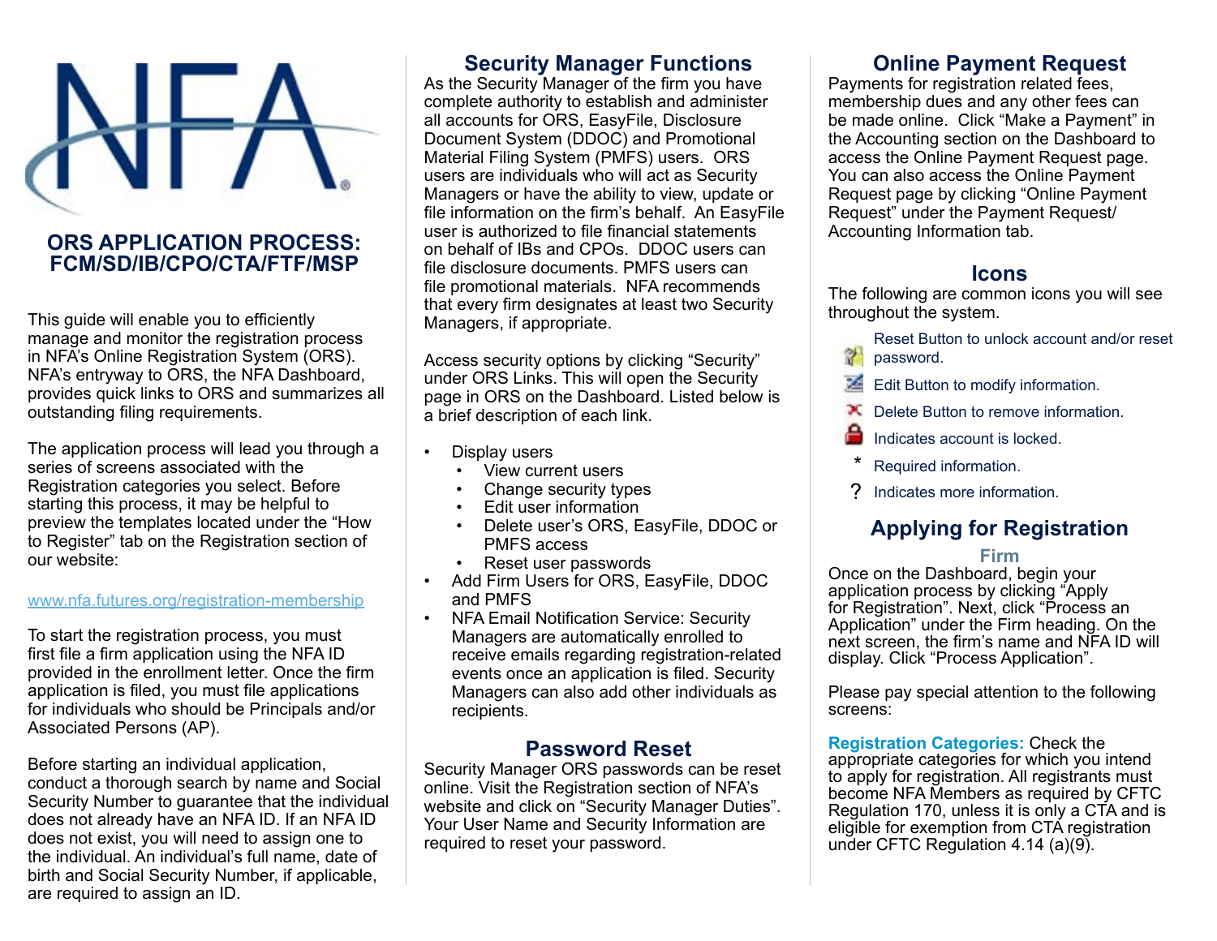# ORS APPLICATION PROCESS: FCM/SD/IB/CPO/CTA/FTF/MSP

This guide will enable you to efficiently manage and monitor the registration process in NFA's Online Registration System (ORS). NFA's entryway to ORS, the NFA Dashboard, provides quick links to ORS and summarizes all outstanding filing requirements.

The application process will lead you through a series of screens associated with the Registration categories you select. Before starting this process, it may be helpful to preview the templates located under the "How to Register" tab on the Registration section of our website:

www.nfa.futures.org/registration-membership

To start the registration process, you must first file a firm application using the NFA ID provided in the enrollment letter. Once the firm application is filed, you must file applications for individuals who should be Principals and/or Associated Persons (AP).

Before starting an individual application, conduct a thorough search by name and Social Security Number to guarantee that the individual does not already have an NFA ID. If an NFA ID does not exist, you will need to assign one to the individual. An individual's full name, date of birth and Social Security Number, if applicable, are required to assign an ID.

## Security Manager Functions

As the Security Manager of the firm you have complete authority to establish and administer all accounts for ORS, EasyFile, Disclosure Document System (DDOC) and Promotional Material Filing System (PMFS) users. ORS users are individuals who will act as Security Managers or have the ability to view, update or file information on the firm's behalf. An EasyFile user is authorized to file financial statements on behalf of IBs and CPOs. DDOC users can file disclosure documents. PMFS users can file promotional materials. NFA recommends that every firm designates at least two Security Managers, if appropriate.

Access security options by clicking "Security" under ORS Links. This will open the Security page in ORS on the Dashboard. Listed below is a brief description of each link.

- Display users
  - View current users
  - Change security types
  - Edit user information
  - Delete user's ORS, EasyFile, DDOC or PMFS access
  - Reset user passwords
- Add Firm Users for ORS, EasyFile, DDOC and PMFS
- NFA Email Notification Service: Security Managers are automatically enrolled to receive emails regarding registration-related events once an application is filed. Security Managers can also add other individuals as recipients.

## Password Reset

Security Manager ORS passwords can be reset online. Visit the Registration section of NFA's website and click on "Security Manager Duties". Your User Name and Security Information are required to reset your password.

## Online Payment Request

Payments for registration related fees, membership dues and any other fees can be made online. Click "Make a Payment" in the Accounting section on the Dashboard to access the Online Payment Request page. You can also access the Online Payment Request page by clicking "Online Payment Request" under the Payment Request/ Accounting Information tab.

## Icons

The following are common icons you will see throughout the system.

- Reset Button to unlock account and/or reset password.
- Edit Button to modify information.
- Delete Button to remove information.
- Indicates account is locked.
- * Required information.
- ? Indicates more information.

## Applying for Registration

### Firm

Once on the Dashboard, begin your application process by clicking "Apply for Registration". Next, click "Process an Application" under the Firm heading. On the next screen, the firm's name and NFA ID will display. Click "Process Application".

Please pay special attention to the following screens:

**Registration Categories:** Check the appropriate categories for which you intend to apply for registration. All registrants must become NFA Members as required by CFTC Regulation 170, unless it is only a CTA and is eligible for exemption from CTA registration under CFTC Regulation 4.14 (a)(9).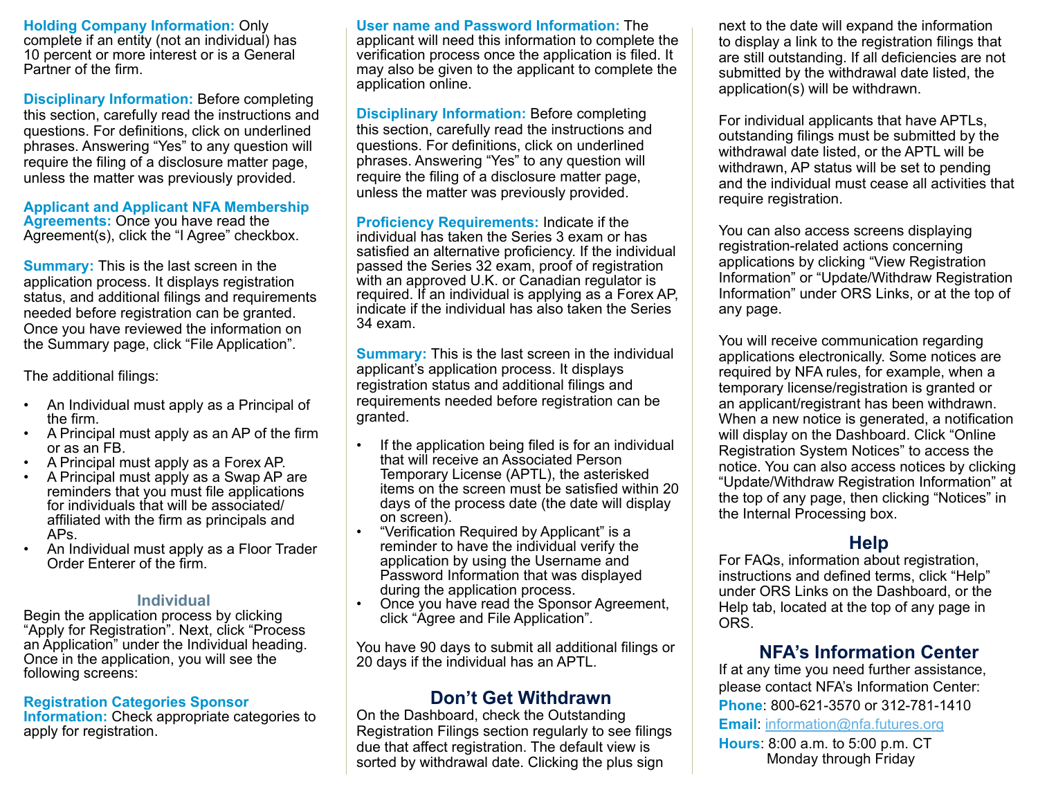**Holding Company Information:** Only complete if an entity (not an individual) has 10 percent or more interest or is a General Partner of the firm.

**Disciplinary Information:** Before completing this section, carefully read the instructions and questions. For definitions, click on underlined phrases. Answering "Yes" to any question will require the filing of a disclosure matter page, unless the matter was previously provided.

**Applicant and Applicant NFA Membership Agreements:** Once you have read the Agreement(s), click the "I Agree" checkbox.

**Summary:** This is the last screen in the application process. It displays registration status, and additional filings and requirements needed before registration can be granted. Once you have reviewed the information on the Summary page, click "File Application".

The additional filings:

- An Individual must apply as a Principal of the firm.
- A Principal must apply as an AP of the firm or as an FB.
- A Principal must apply as a Forex AP.
- A Principal must apply as a Swap AP are reminders that you must file applications for individuals that will be associated/affiliated with the firm as principals and APs.
- An Individual must apply as a Floor Trader Order Enterer of the firm.

## Individual

Begin the application process by clicking "Apply for Registration". Next, click "Process an Application" under the Individual heading. Once in the application, you will see the following screens:

**Registration Categories Sponsor Information:** Check appropriate categories to apply for registration.

**User name and Password Information:** The applicant will need this information to complete the verification process once the application is filed. It may also be given to the applicant to complete the application online.

**Disciplinary Information:** Before completing this section, carefully read the instructions and questions. For definitions, click on underlined phrases. Answering "Yes" to any question will require the filing of a disclosure matter page, unless the matter was previously provided.

**Proficiency Requirements:** Indicate if the individual has taken the Series 3 exam or has satisfied an alternative proficiency. If the individual passed the Series 32 exam, proof of registration with an approved U.K. or Canadian regulator is required. If an individual is applying as a Forex AP, indicate if the individual has also taken the Series 34 exam.

**Summary:** This is the last screen in the individual applicant's application process. It displays registration status and additional filings and requirements needed before registration can be granted.

- If the application being filed is for an individual that will receive an Associated Person Temporary License (APTL), the asterisked items on the screen must be satisfied within 20 days of the process date (the date will display on screen).
- "Verification Required by Applicant" is a reminder to have the individual verify the application by using the Username and Password Information that was displayed during the application process.
- Once you have read the Sponsor Agreement, click "Agree and File Application".

You have 90 days to submit all additional filings or 20 days if the individual has an APTL.

## Don't Get Withdrawn

On the Dashboard, check the Outstanding Registration Filings section regularly to see filings due that affect registration. The default view is sorted by withdrawal date. Clicking the plus sign next to the date will expand the information to display a link to the registration filings that are still outstanding. If all deficiencies are not submitted by the withdrawal date listed, the application(s) will be withdrawn.

For individual applicants that have APTLs, outstanding filings must be submitted by the withdrawal date listed, or the APTL will be withdrawn, AP status will be set to pending and the individual must cease all activities that require registration.

You can also access screens displaying registration-related actions concerning applications by clicking "View Registration Information" or "Update/Withdraw Registration Information" under ORS Links, or at the top of any page.

You will receive communication regarding applications electronically. Some notices are required by NFA rules, for example, when a temporary license/registration is granted or an applicant/registrant has been withdrawn. When a new notice is generated, a notification will display on the Dashboard. Click "Online Registration System Notices" to access the notice. You can also access notices by clicking "Update/Withdraw Registration Information" at the top of any page, then clicking "Notices" in the Internal Processing box.

## Help

For FAQs, information about registration, instructions and defined terms, click "Help" under ORS Links on the Dashboard, or the Help tab, located at the top of any page in ORS.

## NFA's Information Center

If at any time you need further assistance, please contact NFA's Information Center:

**Phone**: 800-621-3570 or 312-781-1410

**Email**: information@nfa.futures.org

**Hours**: 8:00 a.m. to 5:00 p.m. CT
Monday through Friday